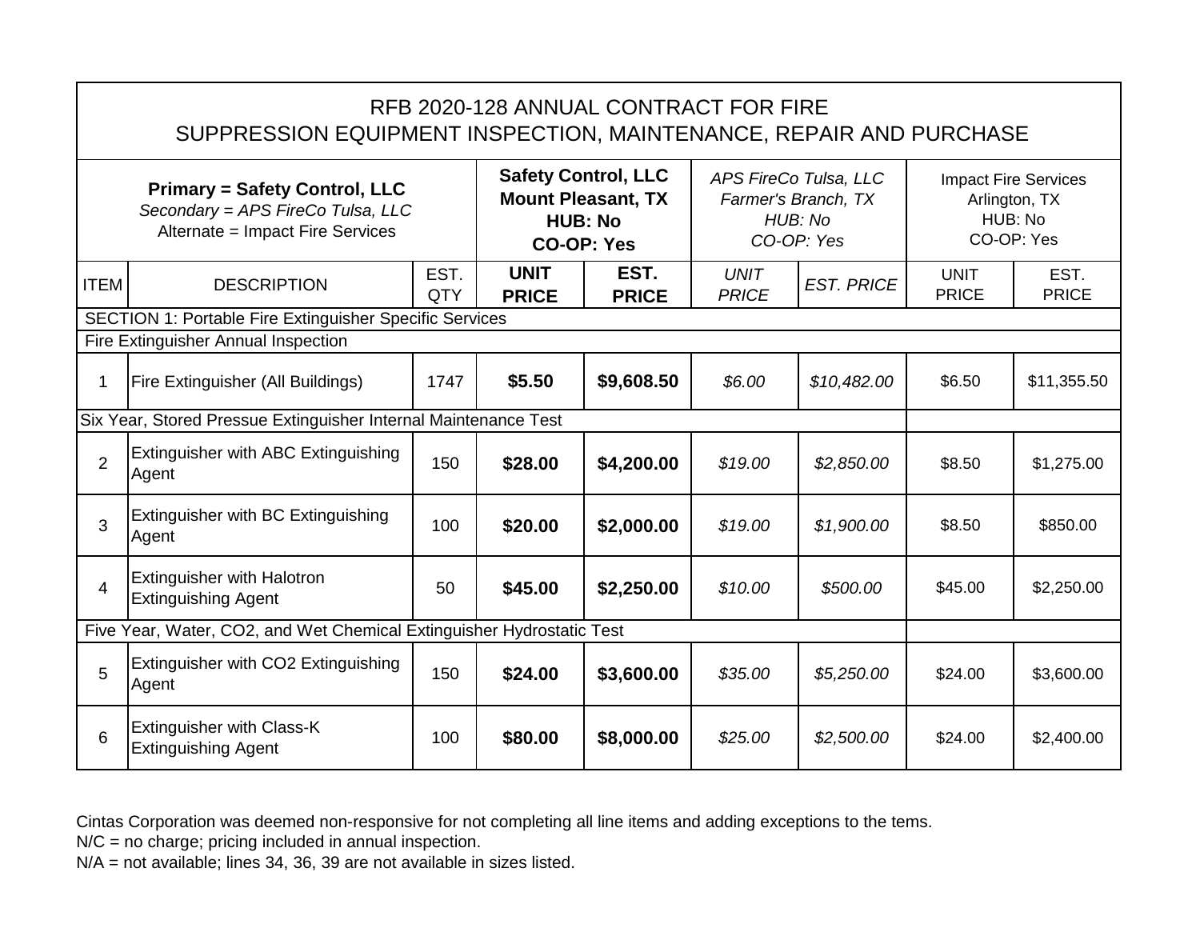# RFB 2020-128 ANNUAL CONTRACT FOR FIRE SUPPRESSION EQUIPMENT INSPECTION, MAINTENANCE, REPAIR AND PURCHASE

| **Primary = Safety Control, LLC**<br>*Secondary = APS FireCo Tulsa, LLC*<br>Alternate = Impact Fire Services | | | **Safety Control, LLC**<br>**Mount Pleasant, TX**<br>**HUB: No**<br>**CO-OP: Yes** | | *APS FireCo Tulsa, LLC*<br>*Farmer's Branch, TX*<br>*HUB: No*<br>*CO-OP: Yes* | | Impact Fire Services<br>Arlington, TX<br>HUB: No<br>CO-OP: Yes | |
|---|---|---|---|---|---|---|---|---|
| ITEM | DESCRIPTION | EST. QTY | **UNIT PRICE** | **EST. PRICE** | *UNIT PRICE* | *EST. PRICE* | UNIT PRICE | EST. PRICE |
| SECTION 1: Portable Fire Extinguisher Specific Services | | | | | | | | |
| Fire Extinguisher Annual Inspection | | | | | | | | |
| 1 | Fire Extinguisher (All Buildings) | 1747 | **$5.50** | **$9,608.50** | *$6.00* | *$10,482.00* | $6.50 | $11,355.50 |
| Six Year, Stored Pressue Extinguisher Internal Maintenance Test | | | | | | | | |
| 2 | Extinguisher with ABC Extinguishing Agent | 150 | **$28.00** | **$4,200.00** | *$19.00* | *$2,850.00* | $8.50 | $1,275.00 |
| 3 | Extinguisher with BC Extinguishing Agent | 100 | **$20.00** | **$2,000.00** | *$19.00* | *$1,900.00* | $8.50 | $850.00 |
| 4 | Extinguisher with Halotron Extinguishing Agent | 50 | **$45.00** | **$2,250.00** | *$10.00* | *$500.00* | $45.00 | $2,250.00 |
| Five Year, Water, CO2, and Wet Chemical Extinguisher Hydrostatic Test | | | | | | | | |
| 5 | Extinguisher with CO2 Extinguishing Agent | 150 | **$24.00** | **$3,600.00** | *$35.00* | *$5,250.00* | $24.00 | $3,600.00 |
| 6 | Extinguisher with Class-K Extinguishing Agent | 100 | **$80.00** | **$8,000.00** | *$25.00* | *$2,500.00* | $24.00 | $2,400.00 |

Cintas Corporation was deemed non-responsive for not completing all line items and adding exceptions to the tems.

N/C = no charge; pricing included in annual inspection.

N/A = not available; lines 34, 36, 39 are not available in sizes listed.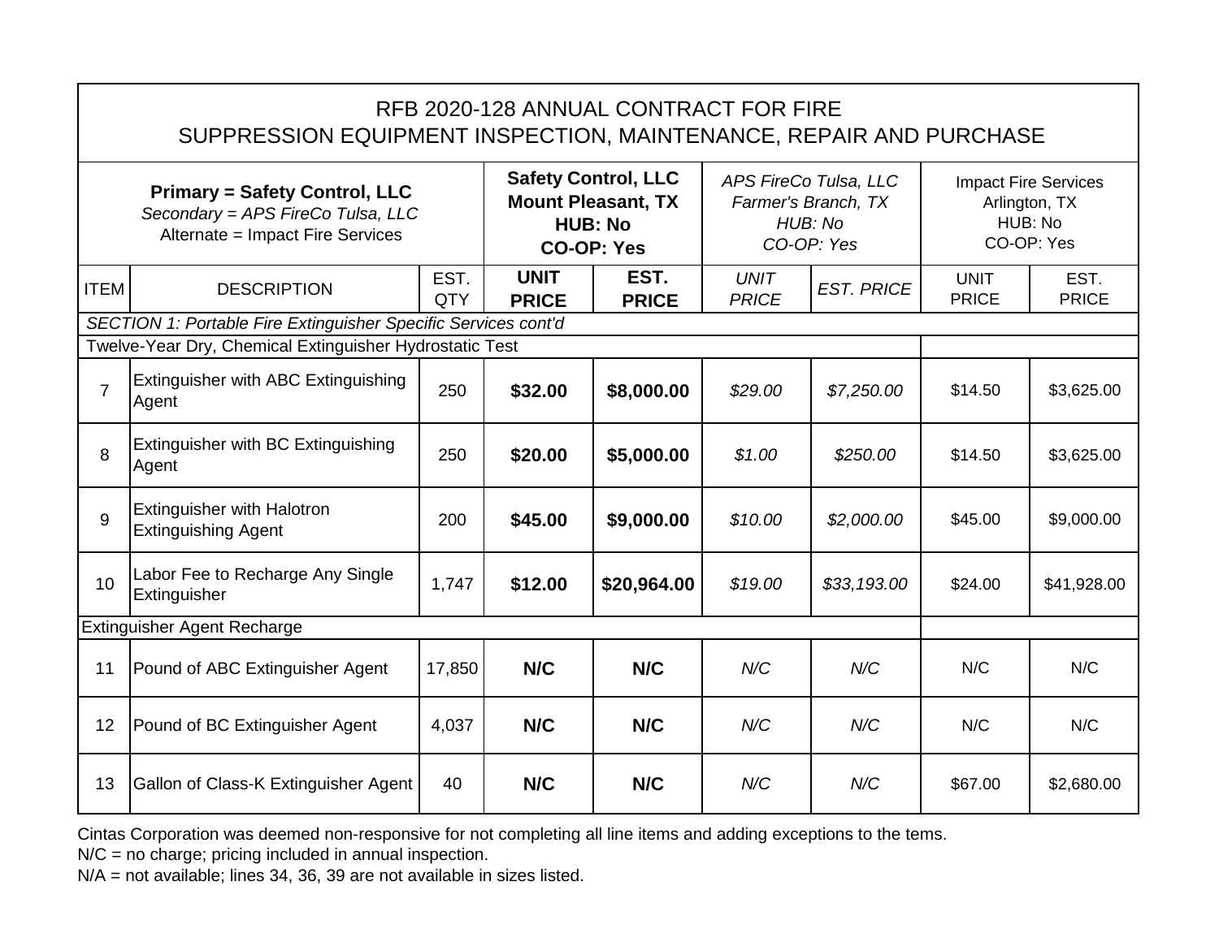| RFB 2020-128 ANNUAL CONTRACT FOR FIRE SUPPRESSION EQUIPMENT INSPECTION, MAINTENANCE, REPAIR AND PURCHASE | | | | | | | | |
|---|---|---|---|---|---|---|---|---|
| **Primary = Safety Control, LLC** *Secondary = APS FireCo Tulsa, LLC* Alternate = Impact Fire Services | | | **Safety Control, LLC Mount Pleasant, TX HUB: No CO-OP: Yes** | | *APS FireCo Tulsa, LLC Farmer's Branch, TX HUB: No CO-OP: Yes* | | Impact Fire Services Arlington, TX HUB: No CO-OP: Yes | |
| ITEM | DESCRIPTION | EST. QTY | **UNIT PRICE** | **EST. PRICE** | *UNIT PRICE* | *EST. PRICE* | UNIT PRICE | EST. PRICE |
| *SECTION 1: Portable Fire Extinguisher Specific Services cont'd* | | | | | | | | |
| Twelve-Year Dry, Chemical Extinguisher Hydrostatic Test | | | | | | | | |
| 7 | Extinguisher with ABC Extinguishing Agent | 250 | **$32.00** | **$8,000.00** | *$29.00* | *$7,250.00* | $14.50 | $3,625.00 |
| 8 | Extinguisher with BC Extinguishing Agent | 250 | **$20.00** | **$5,000.00** | *$1.00* | *$250.00* | $14.50 | $3,625.00 |
| 9 | Extinguisher with Halotron Extinguishing Agent | 200 | **$45.00** | **$9,000.00** | *$10.00* | *$2,000.00* | $45.00 | $9,000.00 |
| 10 | Labor Fee to Recharge Any Single Extinguisher | 1,747 | **$12.00** | **$20,964.00** | *$19.00* | *$33,193.00* | $24.00 | $41,928.00 |
| Extinguisher Agent Recharge | | | | | | | | |
| 11 | Pound of ABC Extinguisher Agent | 17,850 | **N/C** | **N/C** | *N/C* | *N/C* | N/C | N/C |
| 12 | Pound of BC Extinguisher Agent | 4,037 | **N/C** | **N/C** | *N/C* | *N/C* | N/C | N/C |
| 13 | Gallon of Class-K Extinguisher Agent | 40 | **N/C** | **N/C** | *N/C* | *N/C* | $67.00 | $2,680.00 |

Cintas Corporation was deemed non-responsive for not completing all line items and adding exceptions to the tems.
N/C = no charge; pricing included in annual inspection.
N/A = not available; lines 34, 36, 39 are not available in sizes listed.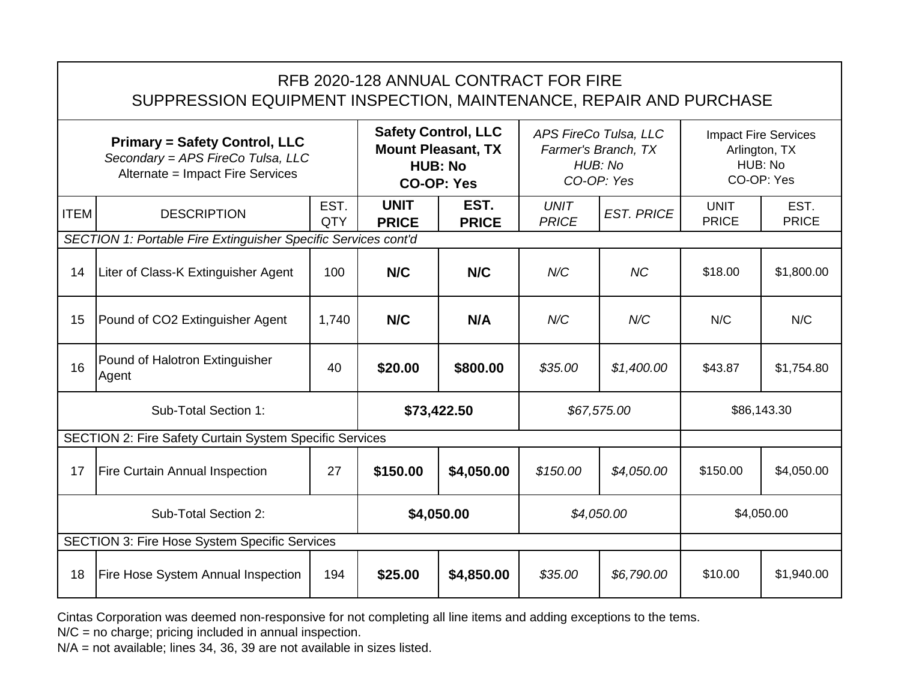| RFB 2020-128 ANNUAL CONTRACT FOR FIRE SUPPRESSION EQUIPMENT INSPECTION, MAINTENANCE, REPAIR AND PURCHASE | | | | | | | | |
|---|---|---|---|---|---|---|---|---|
| **Primary = Safety Control, LLC**<br>*Secondary = APS FireCo Tulsa, LLC*<br>Alternate = Impact Fire Services | | | **Safety Control, LLC**<br>**Mount Pleasant, TX**<br>**HUB: No**<br>**CO-OP: Yes** | | *APS FireCo Tulsa, LLC*<br>*Farmer's Branch, TX*<br>*HUB: No*<br>*CO-OP: Yes* | | Impact Fire Services<br>Arlington, TX<br>HUB: No<br>CO-OP: Yes | |
| ITEM | DESCRIPTION | EST. QTY | **UNIT PRICE** | **EST. PRICE** | *UNIT PRICE* | *EST. PRICE* | UNIT PRICE | EST. PRICE |
| *SECTION 1: Portable Fire Extinguisher Specific Services cont'd* | | | | | | | | |
| 14 | Liter of Class-K Extinguisher Agent | 100 | **N/C** | **N/C** | *N/C* | *NC* | $18.00 | $1,800.00 |
| 15 | Pound of CO2 Extinguisher Agent | 1,740 | **N/C** | **N/A** | *N/C* | *N/C* | N/C | N/C |
| 16 | Pound of Halotron Extinguisher Agent | 40 | **$20.00** | **$800.00** | *$35.00* | *$1,400.00* | $43.87 | $1,754.80 |
| Sub-Total Section 1: | | | **$73,422.50** | | *$67,575.00* | | $86,143.30 | |
| SECTION 2: Fire Safety Curtain System Specific Services | | | | | | | | |
| 17 | Fire Curtain Annual Inspection | 27 | **$150.00** | **$4,050.00** | *$150.00* | *$4,050.00* | $150.00 | $4,050.00 |
| Sub-Total Section 2: | | | **$4,050.00** | | *$4,050.00* | | $4,050.00 | |
| SECTION 3: Fire Hose System Specific Services | | | | | | | | |
| 18 | Fire Hose System Annual Inspection | 194 | **$25.00** | **$4,850.00** | *$35.00* | *$6,790.00* | $10.00 | $1,940.00 |

Cintas Corporation was deemed non-responsive for not completing all line items and adding exceptions to the tems.
N/C = no charge; pricing included in annual inspection.
N/A = not available; lines 34, 36, 39 are not available in sizes listed.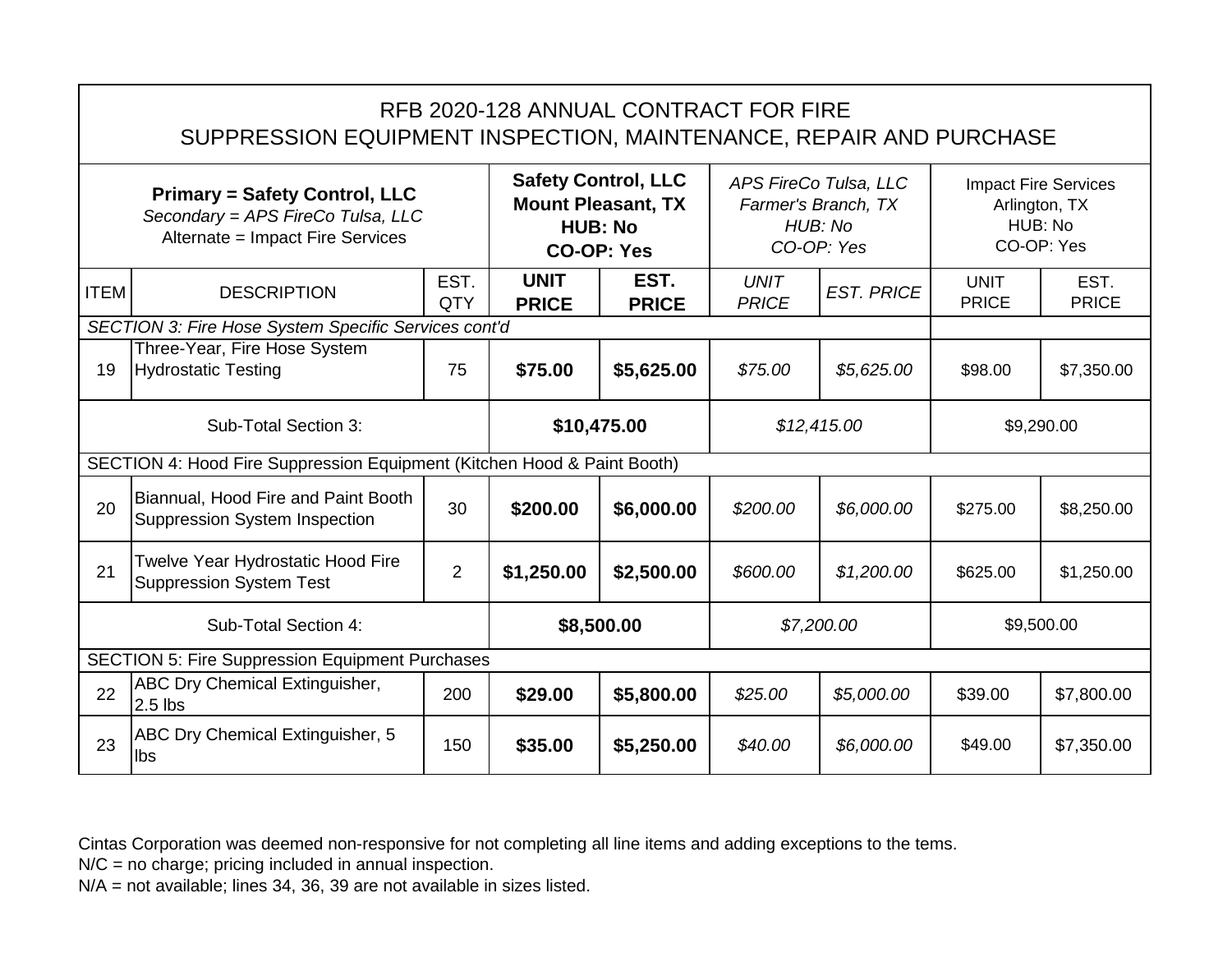| RFB 2020-128 ANNUAL CONTRACT FOR FIRE SUPPRESSION EQUIPMENT INSPECTION, MAINTENANCE, REPAIR AND PURCHASE | | | | | | | | |
|---|---|---|---|---|---|---|---|---|
| **Primary = Safety Control, LLC**<br>*Secondary = APS FireCo Tulsa, LLC*<br>Alternate = Impact Fire Services | | | **Safety Control, LLC**<br>**Mount Pleasant, TX**<br>**HUB: No**<br>**CO-OP: Yes** | | *APS FireCo Tulsa, LLC*<br>*Farmer's Branch, TX*<br>*HUB: No*<br>*CO-OP: Yes* | | Impact Fire Services<br>Arlington, TX<br>HUB: No<br>CO-OP: Yes | |
| ITEM | DESCRIPTION | EST. QTY | **UNIT PRICE** | **EST. PRICE** | *UNIT PRICE* | *EST. PRICE* | UNIT PRICE | EST. PRICE |
| *SECTION 3: Fire Hose System Specific Services cont'd* | | | | | | | | |
| 19 | Three-Year, Fire Hose System Hydrostatic Testing | 75 | **$75.00** | **$5,625.00** | *$75.00* | *$5,625.00* | $98.00 | $7,350.00 |
| Sub-Total Section 3: | | | **$10,475.00** | | *$12,415.00* | | $9,290.00 | |
| SECTION 4: Hood Fire Suppression Equipment (Kitchen Hood & Paint Booth) | | | | | | | | |
| 20 | Biannual, Hood Fire and Paint Booth Suppression System Inspection | 30 | **$200.00** | **$6,000.00** | *$200.00* | *$6,000.00* | $275.00 | $8,250.00 |
| 21 | Twelve Year Hydrostatic Hood Fire Suppression System Test | 2 | **$1,250.00** | **$2,500.00** | *$600.00* | *$1,200.00* | $625.00 | $1,250.00 |
| Sub-Total Section 4: | | | **$8,500.00** | | *$7,200.00* | | $9,500.00 | |
| SECTION 5: Fire Suppression Equipment Purchases | | | | | | | | |
| 22 | ABC Dry Chemical Extinguisher, 2.5 lbs | 200 | **$29.00** | **$5,800.00** | *$25.00* | *$5,000.00* | $39.00 | $7,800.00 |
| 23 | ABC Dry Chemical Extinguisher, 5 lbs | 150 | **$35.00** | **$5,250.00** | *$40.00* | *$6,000.00* | $49.00 | $7,350.00 |

Cintas Corporation was deemed non-responsive for not completing all line items and adding exceptions to the tems.
N/C = no charge; pricing included in annual inspection.
N/A = not available; lines 34, 36, 39 are not available in sizes listed.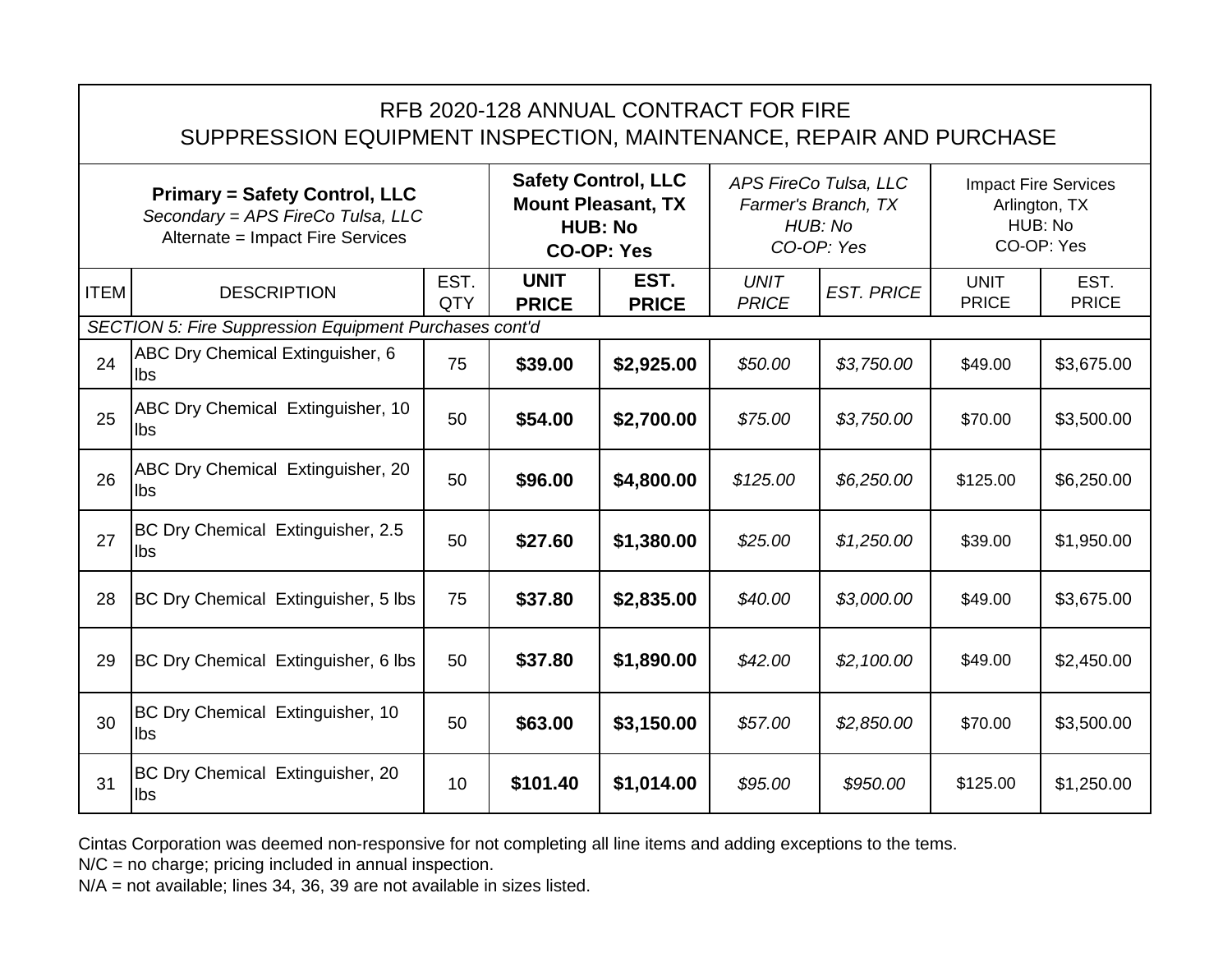| RFB 2020-128 ANNUAL CONTRACT FOR FIRE SUPPRESSION EQUIPMENT INSPECTION, MAINTENANCE, REPAIR AND PURCHASE | | | | | | | | |
|---|---|---|---|---|---|---|---|---|
| **Primary = Safety Control, LLC** *Secondary = APS FireCo Tulsa, LLC* Alternate = Impact Fire Services | | | **Safety Control, LLC Mount Pleasant, TX HUB: No CO-OP: Yes** | | *APS FireCo Tulsa, LLC Farmer's Branch, TX HUB: No CO-OP: Yes* | | Impact Fire Services Arlington, TX HUB: No CO-OP: Yes | |
| ITEM | DESCRIPTION | EST. QTY | **UNIT PRICE** | **EST. PRICE** | *UNIT PRICE* | *EST. PRICE* | UNIT PRICE | EST. PRICE |
| *SECTION 5: Fire Suppression Equipment Purchases cont'd* | | | | | | | | |
| 24 | ABC Dry Chemical Extinguisher, 6 lbs | 75 | **$39.00** | **$2,925.00** | *$50.00* | *$3,750.00* | $49.00 | $3,675.00 |
| 25 | ABC Dry Chemical Extinguisher, 10 lbs | 50 | **$54.00** | **$2,700.00** | *$75.00* | *$3,750.00* | $70.00 | $3,500.00 |
| 26 | ABC Dry Chemical Extinguisher, 20 lbs | 50 | **$96.00** | **$4,800.00** | *$125.00* | *$6,250.00* | $125.00 | $6,250.00 |
| 27 | BC Dry Chemical Extinguisher, 2.5 lbs | 50 | **$27.60** | **$1,380.00** | *$25.00* | *$1,250.00* | $39.00 | $1,950.00 |
| 28 | BC Dry Chemical Extinguisher, 5 lbs | 75 | **$37.80** | **$2,835.00** | *$40.00* | *$3,000.00* | $49.00 | $3,675.00 |
| 29 | BC Dry Chemical Extinguisher, 6 lbs | 50 | **$37.80** | **$1,890.00** | *$42.00* | *$2,100.00* | $49.00 | $2,450.00 |
| 30 | BC Dry Chemical Extinguisher, 10 lbs | 50 | **$63.00** | **$3,150.00** | *$57.00* | *$2,850.00* | $70.00 | $3,500.00 |
| 31 | BC Dry Chemical Extinguisher, 20 lbs | 10 | **$101.40** | **$1,014.00** | *$95.00* | *$950.00* | $125.00 | $1,250.00 |

Cintas Corporation was deemed non-responsive for not completing all line items and adding exceptions to the tems.
N/C = no charge; pricing included in annual inspection.
N/A = not available; lines 34, 36, 39 are not available in sizes listed.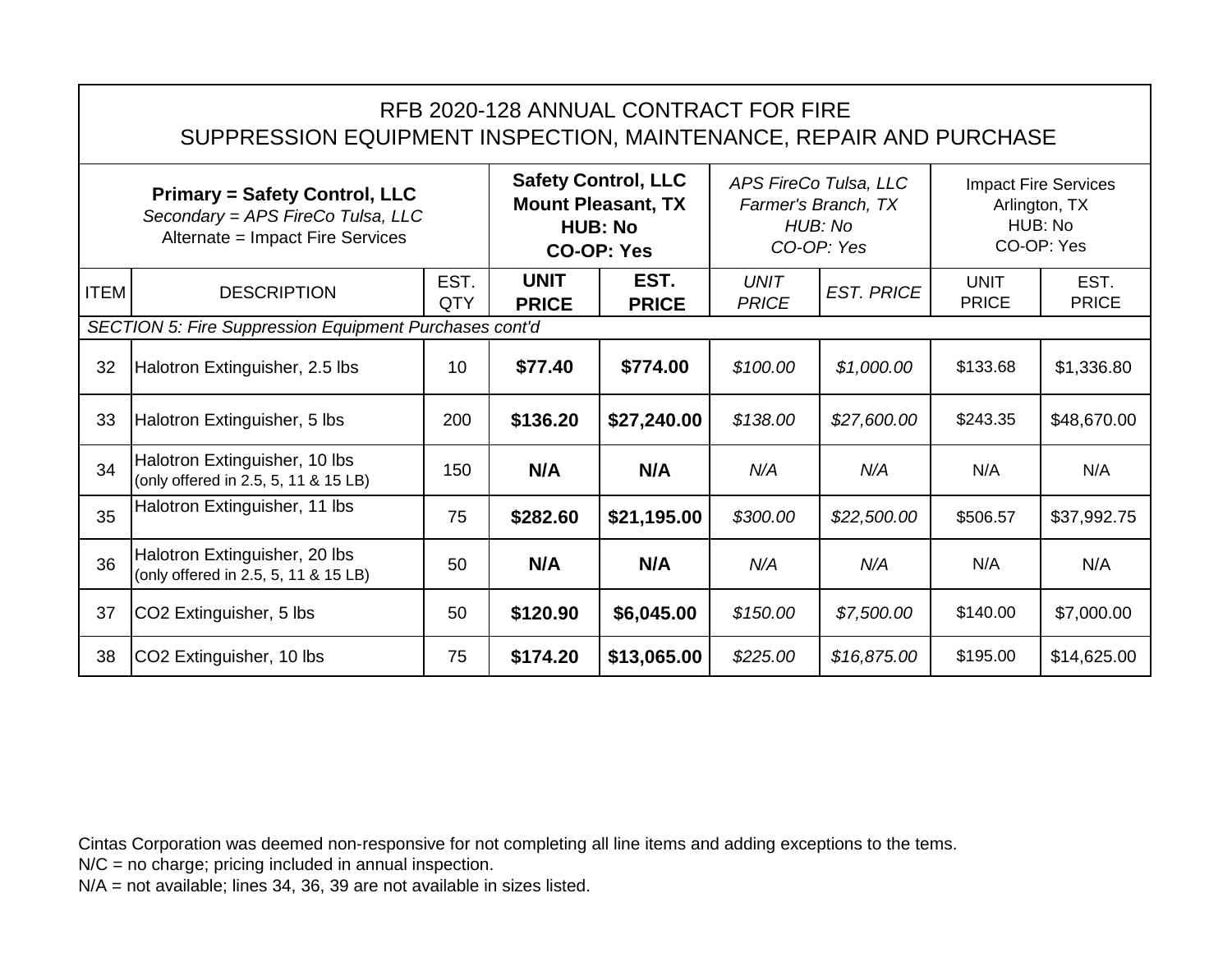| RFB 2020-128 ANNUAL CONTRACT FOR FIRE SUPPRESSION EQUIPMENT INSPECTION, MAINTENANCE, REPAIR AND PURCHASE | | | | | | | | |
|---|---|---|---|---|---|---|---|---|
| **Primary = Safety Control, LLC**<br>*Secondary = APS FireCo Tulsa, LLC*<br>Alternate = Impact Fire Services | | | **Safety Control, LLC Mount Pleasant, TX HUB: No CO-OP: Yes** | | *APS FireCo Tulsa, LLC Farmer's Branch, TX HUB: No CO-OP: Yes* | | Impact Fire Services Arlington, TX HUB: No CO-OP: Yes | |
| ITEM | DESCRIPTION | EST. QTY | **UNIT PRICE** | **EST. PRICE** | *UNIT PRICE* | *EST. PRICE* | UNIT PRICE | EST. PRICE |
| *SECTION 5: Fire Suppression Equipment Purchases cont'd* | | | | | | | | |
| 32 | Halotron Extinguisher, 2.5 lbs | 10 | **$77.40** | **$774.00** | *$100.00* | *$1,000.00* | $133.68 | $1,336.80 |
| 33 | Halotron Extinguisher, 5 lbs | 200 | **$136.20** | **$27,240.00** | *$138.00* | *$27,600.00* | $243.35 | $48,670.00 |
| 34 | Halotron Extinguisher, 10 lbs (only offered in 2.5, 5, 11 & 15 LB) | 150 | **N/A** | **N/A** | *N/A* | *N/A* | N/A | N/A |
| 35 | Halotron Extinguisher, 11 lbs | 75 | **$282.60** | **$21,195.00** | *$300.00* | *$22,500.00* | $506.57 | $37,992.75 |
| 36 | Halotron Extinguisher, 20 lbs (only offered in 2.5, 5, 11 & 15 LB) | 50 | **N/A** | **N/A** | *N/A* | *N/A* | N/A | N/A |
| 37 | CO2 Extinguisher, 5 lbs | 50 | **$120.90** | **$6,045.00** | *$150.00* | *$7,500.00* | $140.00 | $7,000.00 |
| 38 | CO2 Extinguisher, 10 lbs | 75 | **$174.20** | **$13,065.00** | *$225.00* | *$16,875.00* | $195.00 | $14,625.00 |

Cintas Corporation was deemed non-responsive for not completing all line items and adding exceptions to the tems.
N/C = no charge; pricing included in annual inspection.
N/A = not available; lines 34, 36, 39 are not available in sizes listed.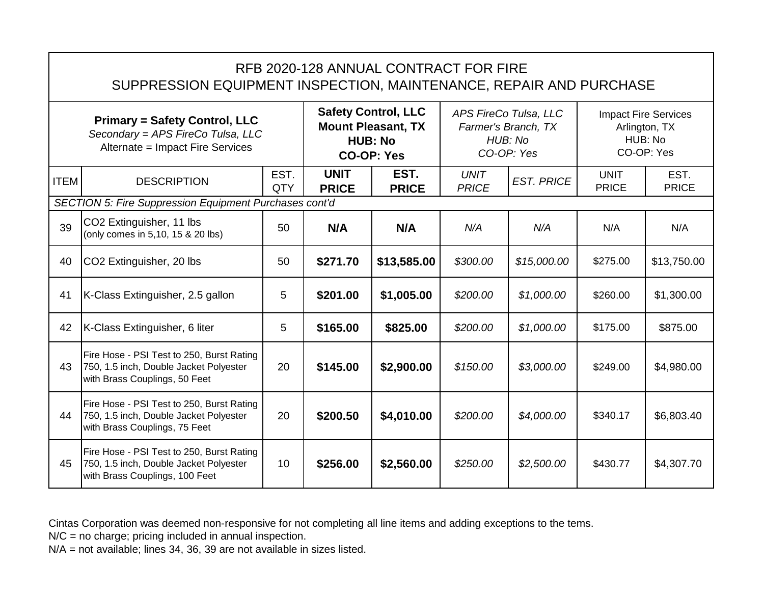# RFB 2020-128 ANNUAL CONTRACT FOR FIRE SUPPRESSION EQUIPMENT INSPECTION, MAINTENANCE, REPAIR AND PURCHASE

| **Primary = Safety Control, LLC**<br>*Secondary = APS FireCo Tulsa, LLC*<br>Alternate = Impact Fire Services | | | **Safety Control, LLC**<br>**Mount Pleasant, TX**<br>**HUB: No**<br>**CO-OP: Yes** | | *APS FireCo Tulsa, LLC*<br>*Farmer's Branch, TX*<br>*HUB: No*<br>*CO-OP: Yes* | | Impact Fire Services<br>Arlington, TX<br>HUB: No<br>CO-OP: Yes | |
|---|---|---|---|---|---|---|---|---|
| ITEM | DESCRIPTION | EST. QTY | **UNIT PRICE** | **EST. PRICE** | *UNIT PRICE* | *EST. PRICE* | UNIT PRICE | EST. PRICE |
| *SECTION 5: Fire Suppression Equipment Purchases cont'd* | | | | | | | | |
| 39 | CO2 Extinguisher, 11 lbs (only comes in 5,10, 15 & 20 lbs) | 50 | **N/A** | **N/A** | *N/A* | *N/A* | N/A | N/A |
| 40 | CO2 Extinguisher, 20 lbs | 50 | **$271.70** | **$13,585.00** | *$300.00* | *$15,000.00* | $275.00 | $13,750.00 |
| 41 | K-Class Extinguisher, 2.5 gallon | 5 | **$201.00** | **$1,005.00** | *$200.00* | *$1,000.00* | $260.00 | $1,300.00 |
| 42 | K-Class Extinguisher, 6 liter | 5 | **$165.00** | **$825.00** | *$200.00* | *$1,000.00* | $175.00 | $875.00 |
| 43 | Fire Hose - PSI Test to 250, Burst Rating 750, 1.5 inch, Double Jacket Polyester with Brass Couplings, 50 Feet | 20 | **$145.00** | **$2,900.00** | *$150.00* | *$3,000.00* | $249.00 | $4,980.00 |
| 44 | Fire Hose - PSI Test to 250, Burst Rating 750, 1.5 inch, Double Jacket Polyester with Brass Couplings, 75 Feet | 20 | **$200.50** | **$4,010.00** | *$200.00* | *$4,000.00* | $340.17 | $6,803.40 |
| 45 | Fire Hose - PSI Test to 250, Burst Rating 750, 1.5 inch, Double Jacket Polyester with Brass Couplings, 100 Feet | 10 | **$256.00** | **$2,560.00** | *$250.00* | *$2,500.00* | $430.77 | $4,307.70 |

Cintas Corporation was deemed non-responsive for not completing all line items and adding exceptions to the tems.
N/C = no charge; pricing included in annual inspection.
N/A = not available; lines 34, 36, 39 are not available in sizes listed.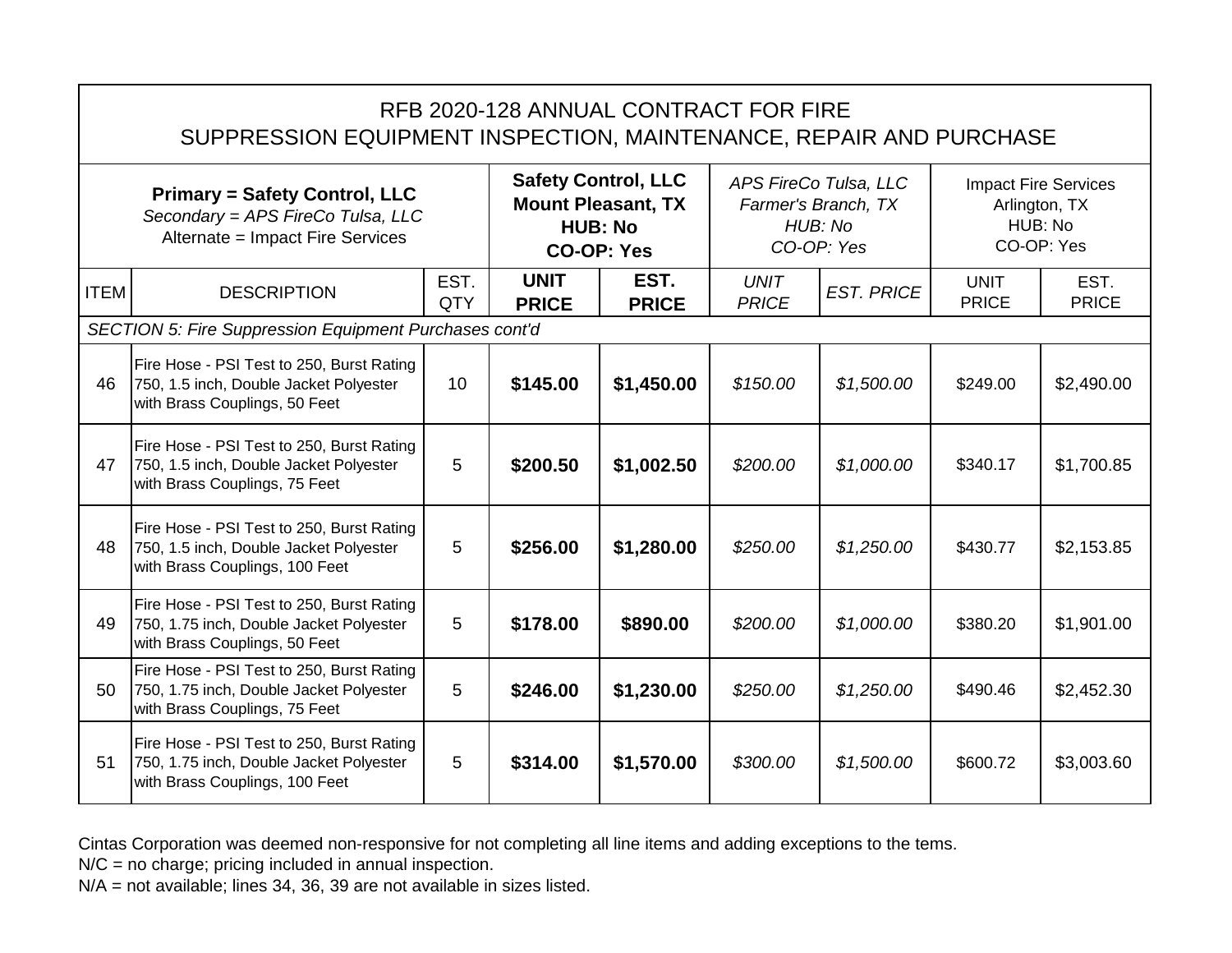| RFB 2020-128 ANNUAL CONTRACT FOR FIRE SUPPRESSION EQUIPMENT INSPECTION, MAINTENANCE, REPAIR AND PURCHASE | | | | | | | | |
|---|---|---|---|---|---|---|---|---|
| **Primary = Safety Control, LLC** *Secondary = APS FireCo Tulsa, LLC* Alternate = Impact Fire Services | | | **Safety Control, LLC Mount Pleasant, TX HUB: No CO-OP: Yes** | | *APS FireCo Tulsa, LLC Farmer's Branch, TX HUB: No CO-OP: Yes* | | Impact Fire Services Arlington, TX HUB: No CO-OP: Yes | |
| ITEM | DESCRIPTION | EST. QTY | **UNIT PRICE** | **EST. PRICE** | *UNIT PRICE* | *EST. PRICE* | UNIT PRICE | EST. PRICE |
| *SECTION 5: Fire Suppression Equipment Purchases cont'd* | | | | | | | | |
| 46 | Fire Hose - PSI Test to 250, Burst Rating 750, 1.5 inch, Double Jacket Polyester with Brass Couplings, 50 Feet | 10 | **$145.00** | **$1,450.00** | *$150.00* | *$1,500.00* | $249.00 | $2,490.00 |
| 47 | Fire Hose - PSI Test to 250, Burst Rating 750, 1.5 inch, Double Jacket Polyester with Brass Couplings, 75 Feet | 5 | **$200.50** | **$1,002.50** | *$200.00* | *$1,000.00* | $340.17 | $1,700.85 |
| 48 | Fire Hose - PSI Test to 250, Burst Rating 750, 1.5 inch, Double Jacket Polyester with Brass Couplings, 100 Feet | 5 | **$256.00** | **$1,280.00** | *$250.00* | *$1,250.00* | $430.77 | $2,153.85 |
| 49 | Fire Hose - PSI Test to 250, Burst Rating 750, 1.75 inch, Double Jacket Polyester with Brass Couplings, 50 Feet | 5 | **$178.00** | **$890.00** | *$200.00* | *$1,000.00* | $380.20 | $1,901.00 |
| 50 | Fire Hose - PSI Test to 250, Burst Rating 750, 1.75 inch, Double Jacket Polyester with Brass Couplings, 75 Feet | 5 | **$246.00** | **$1,230.00** | *$250.00* | *$1,250.00* | $490.46 | $2,452.30 |
| 51 | Fire Hose - PSI Test to 250, Burst Rating 750, 1.75 inch, Double Jacket Polyester with Brass Couplings, 100 Feet | 5 | **$314.00** | **$1,570.00** | *$300.00* | *$1,500.00* | $600.72 | $3,003.60 |

Cintas Corporation was deemed non-responsive for not completing all line items and adding exceptions to the tems.
N/C = no charge; pricing included in annual inspection.
N/A = not available; lines 34, 36, 39 are not available in sizes listed.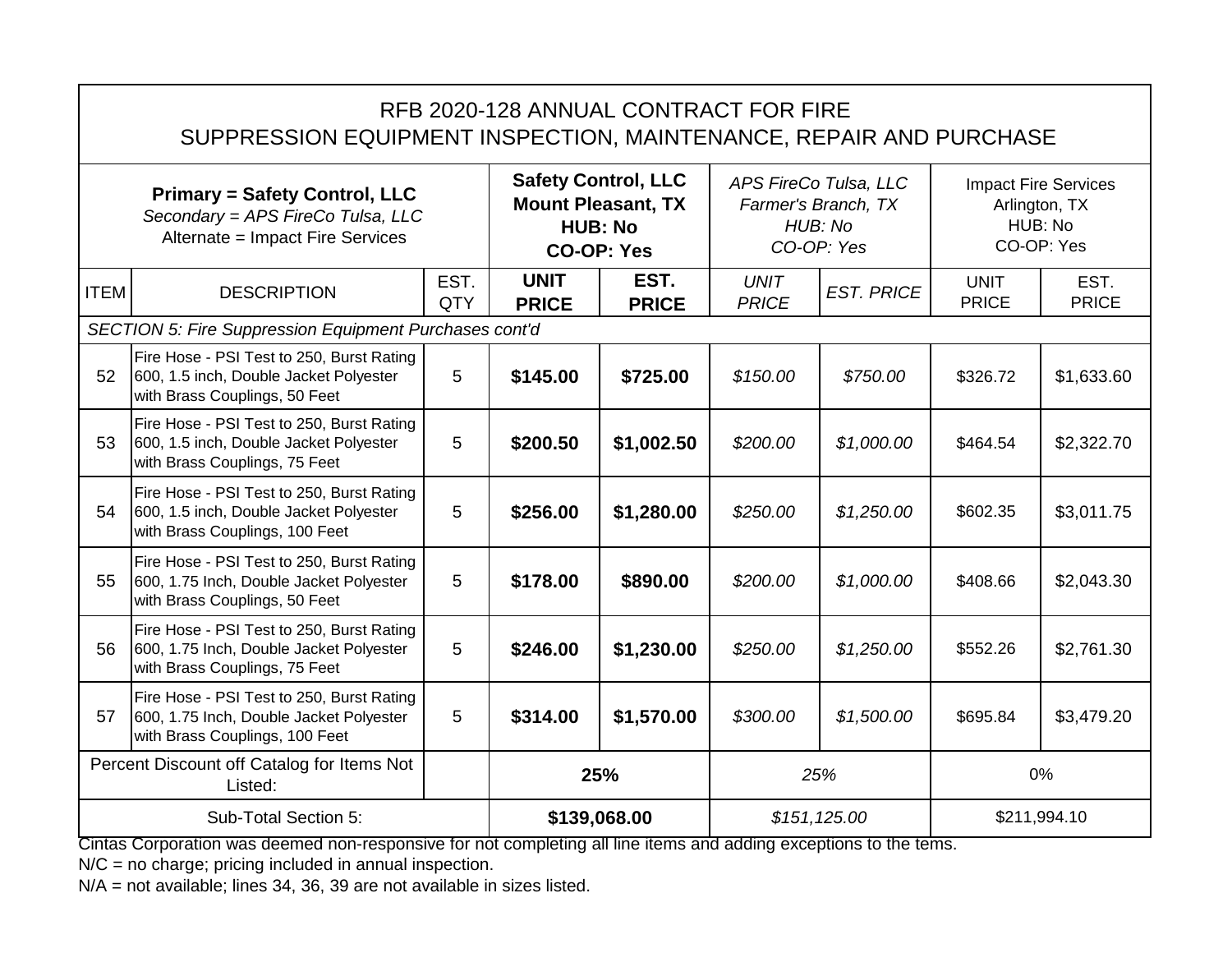| RFB 2020-128 ANNUAL CONTRACT FOR FIRE SUPPRESSION EQUIPMENT INSPECTION, MAINTENANCE, REPAIR AND PURCHASE | | | | | | | | |
|---|---|---|---|---|---|---|---|---|
| **Primary = Safety Control, LLC**<br>*Secondary = APS FireCo Tulsa, LLC*<br>Alternate = Impact Fire Services | | | **Safety Control, LLC**<br>**Mount Pleasant, TX**<br>**HUB: No**<br>**CO-OP: Yes** | | *APS FireCo Tulsa, LLC*<br>*Farmer's Branch, TX*<br>*HUB: No*<br>*CO-OP: Yes* | | Impact Fire Services<br>Arlington, TX<br>HUB: No<br>CO-OP: Yes | |
| ITEM | DESCRIPTION | EST. QTY | **UNIT PRICE** | **EST. PRICE** | *UNIT PRICE* | *EST. PRICE* | UNIT PRICE | EST. PRICE |
| *SECTION 5: Fire Suppression Equipment Purchases cont'd* | | | | | | | | |
| 52 | Fire Hose - PSI Test to 250, Burst Rating 600, 1.5 inch, Double Jacket Polyester with Brass Couplings, 50 Feet | 5 | **$145.00** | **$725.00** | *$150.00* | *$750.00* | $326.72 | $1,633.60 |
| 53 | Fire Hose - PSI Test to 250, Burst Rating 600, 1.5 inch, Double Jacket Polyester with Brass Couplings, 75 Feet | 5 | **$200.50** | **$1,002.50** | *$200.00* | *$1,000.00* | $464.54 | $2,322.70 |
| 54 | Fire Hose - PSI Test to 250, Burst Rating 600, 1.5 inch, Double Jacket Polyester with Brass Couplings, 100 Feet | 5 | **$256.00** | **$1,280.00** | *$250.00* | *$1,250.00* | $602.35 | $3,011.75 |
| 55 | Fire Hose - PSI Test to 250, Burst Rating 600, 1.75 Inch, Double Jacket Polyester with Brass Couplings, 50 Feet | 5 | **$178.00** | **$890.00** | *$200.00* | *$1,000.00* | $408.66 | $2,043.30 |
| 56 | Fire Hose - PSI Test to 250, Burst Rating 600, 1.75 Inch, Double Jacket Polyester with Brass Couplings, 75 Feet | 5 | **$246.00** | **$1,230.00** | *$250.00* | *$1,250.00* | $552.26 | $2,761.30 |
| 57 | Fire Hose - PSI Test to 250, Burst Rating 600, 1.75 Inch, Double Jacket Polyester with Brass Couplings, 100 Feet | 5 | **$314.00** | **$1,570.00** | *$300.00* | *$1,500.00* | $695.84 | $3,479.20 |
| Percent Discount off Catalog for Items Not Listed: | | | **25%** | | *25%* | | 0% | |
| Sub-Total Section 5: | | | **$139,068.00** | | *$151,125.00* | | $211,994.10 | |

Cintas Corporation was deemed non-responsive for not completing all line items and adding exceptions to the tems.

N/C = no charge; pricing included in annual inspection.

N/A = not available; lines 34, 36, 39 are not available in sizes listed.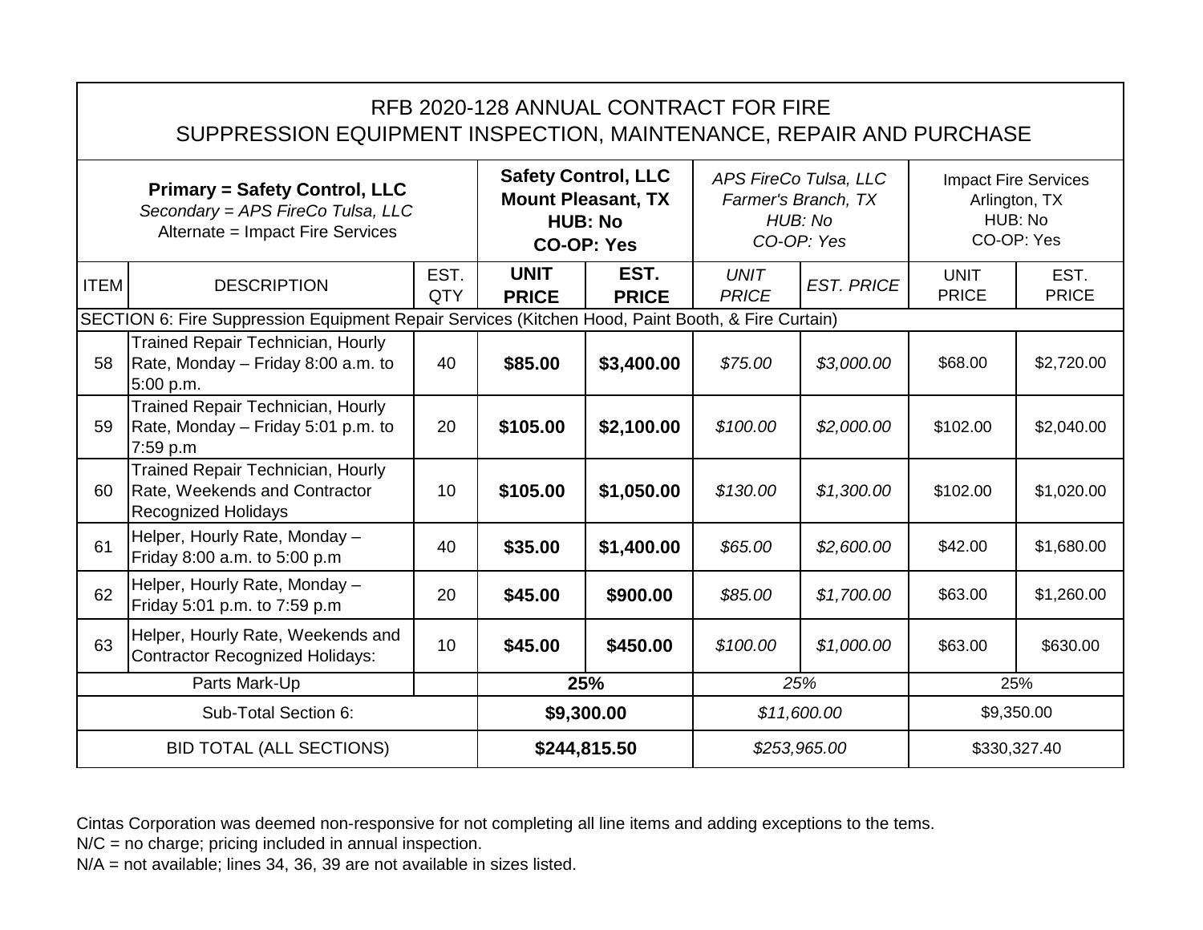| RFB 2020-128 ANNUAL CONTRACT FOR FIRE SUPPRESSION EQUIPMENT INSPECTION, MAINTENANCE, REPAIR AND PURCHASE | | | | | | | | |
|---|---|---|---|---|---|---|---|---|
| **Primary = Safety Control, LLC**<br>*Secondary = APS FireCo Tulsa, LLC*<br>Alternate = Impact Fire Services | | | **Safety Control, LLC Mount Pleasant, TX HUB: No CO-OP: Yes** | | *APS FireCo Tulsa, LLC Farmer's Branch, TX HUB: No CO-OP: Yes* | | Impact Fire Services Arlington, TX HUB: No CO-OP: Yes | |
| ITEM | DESCRIPTION | EST. QTY | **UNIT PRICE** | **EST. PRICE** | *UNIT PRICE* | *EST. PRICE* | UNIT PRICE | EST. PRICE |
| SECTION 6: Fire Suppression Equipment Repair Services (Kitchen Hood, Paint Booth, & Fire Curtain) | | | | | | | | |
| 58 | Trained Repair Technician, Hourly Rate, Monday – Friday 8:00 a.m. to 5:00 p.m. | 40 | **$85.00** | **$3,400.00** | *$75.00* | *$3,000.00* | $68.00 | $2,720.00 |
| 59 | Trained Repair Technician, Hourly Rate, Monday – Friday 5:01 p.m. to 7:59 p.m | 20 | **$105.00** | **$2,100.00** | *$100.00* | *$2,000.00* | $102.00 | $2,040.00 |
| 60 | Trained Repair Technician, Hourly Rate, Weekends and Contractor Recognized Holidays | 10 | **$105.00** | **$1,050.00** | *$130.00* | *$1,300.00* | $102.00 | $1,020.00 |
| 61 | Helper, Hourly Rate, Monday – Friday 8:00 a.m. to 5:00 p.m | 40 | **$35.00** | **$1,400.00** | *$65.00* | *$2,600.00* | $42.00 | $1,680.00 |
| 62 | Helper, Hourly Rate, Monday – Friday 5:01 p.m. to 7:59 p.m | 20 | **$45.00** | **$900.00** | *$85.00* | *$1,700.00* | $63.00 | $1,260.00 |
| 63 | Helper, Hourly Rate, Weekends and Contractor Recognized Holidays: | 10 | **$45.00** | **$450.00** | *$100.00* | *$1,000.00* | $63.00 | $630.00 |
| Parts Mark-Up | | | **25%** | | *25%* | | 25% | |
| Sub-Total Section 6: | | | **$9,300.00** | | *$11,600.00* | | $9,350.00 | |
| BID TOTAL (ALL SECTIONS) | | | **$244,815.50** | | *$253,965.00* | | $330,327.40 | |

Cintas Corporation was deemed non-responsive for not completing all line items and adding exceptions to the tems.

N/C = no charge; pricing included in annual inspection.

N/A = not available; lines 34, 36, 39 are not available in sizes listed.